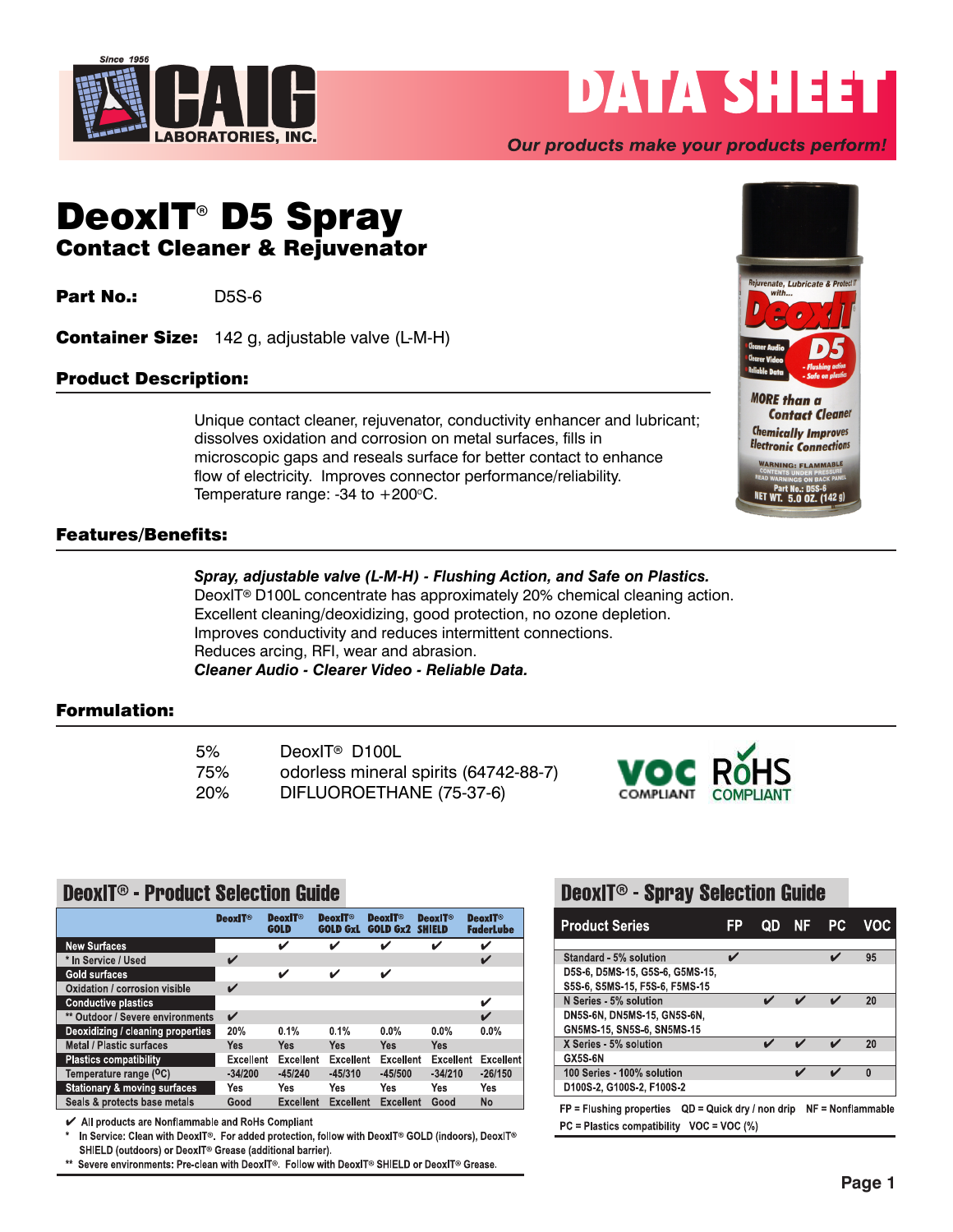# DeoxIT® D5 Spray

## Contact Cleaner & Rejuvenator

**Part No.:** D5S-6

**Container Size:** 142 g, adjustable valve (L-M-H)

### Product Description:

Unique contact cleaner, rejuvenator, conductivity enhancer and lubricant; dissolves oxidation and corrosion on metal surfaces, fills in microscopic gaps and reseals surface for better contact to enhance flow of electricity. Improves connector performance/reliability. Temperature range: -34 to +200°C.

### Features/Benefits:

***Spray, adjustable valve (L-M-H) - Flushing Action, and Safe on Plastics.***
DeoxIT® D100L concentrate has approximately 20% chemical cleaning action.
Excellent cleaning/deoxidizing, good protection, no ozone depletion.
Improves conductivity and reduces intermittent connections.
Reduces arcing, RFI, wear and abrasion.
***Cleaner Audio - Clearer Video - Reliable Data.***

### Formulation:

| | |
|---|---|
| 5% | DeoxIT® D100L |
| 75% | odorless mineral spirits (64742-88-7) |
| 20% | DIFLUOROETHANE (75-37-6) |

VOC COMPLIANT — RoHS COMPLIANT

### DeoxIT® - Product Selection Guide

| | DeoxIT® | DeoxIT® GOLD | DeoxIT® GOLD GxL | DeoxIT® GOLD Gx2 | DeoxIT® SHIELD | DeoxIT® FaderLube |
|---|---|---|---|---|---|---|
| New Surfaces | | ✔ | ✔ | ✔ | ✔ | ✔ |
| * In Service / Used | ✔ | | | | | ✔ |
| Gold surfaces | | ✔ | ✔ | ✔ | | |
| Oxidation / corrosion visible | ✔ | | | | | |
| Conductive plastics | | | | | | ✔ |
| ** Outdoor / Severe environments | ✔ | | | | | ✔ |
| Deoxidizing / cleaning properties | 20% | 0.1% | 0.1% | 0.0% | 0.0% | 0.0% |
| Metal / Plastic surfaces | Yes | Yes | Yes | Yes | Yes | |
| Plastics compatibility | Excellent | Excellent | Excellent | Excellent | Excellent | Excellent |
| Temperature range (°C) | -34/200 | -45/240 | -45/310 | -45/500 | -34/210 | -26/150 |
| Stationary & moving surfaces | Yes | Yes | Yes | Yes | Yes | Yes |
| Seals & protects base metals | Good | Excellent | Excellent | Excellent | Good | No |

✔ All products are Nonflammable and RoHs Compliant

\* In Service: Clean with DeoxIT®. For added protection, follow with DeoxIT® GOLD (indoors), DeoxIT® SHIELD (outdoors) or DeoxIT® Grease (additional barrier).

\*\* Severe environments: Pre-clean with DeoxIT®. Follow with DeoxIT® SHIELD or DeoxIT® Grease.

### DeoxIT® - Spray Selection Guide

| Product Series | FP | QD | NF | PC | VOC |
|---|---|---|---|---|---|
| Standard - 5% solution<br>D5S-6, D5MS-15, G5S-6, G5MS-15, S5S-6, S5MS-15, F5S-6, F5MS-15 | ✔ | | | ✔ | 95 |
| N Series - 5% solution<br>DN5S-6N, DN5MS-15, GN5S-6N, GN5MS-15, SN5S-6, SN5MS-15 | | ✔ | ✔ | ✔ | 20 |
| X Series - 5% solution<br>GX5S-6N | | ✔ | ✔ | ✔ | 20 |
| 100 Series - 100% solution<br>D100S-2, G100S-2, F100S-2 | | | ✔ | ✔ | 0 |

FP = Flushing properties   QD = Quick dry / non drip   NF = Nonflammable
PC = Plastics compatibility   VOC = VOC (%)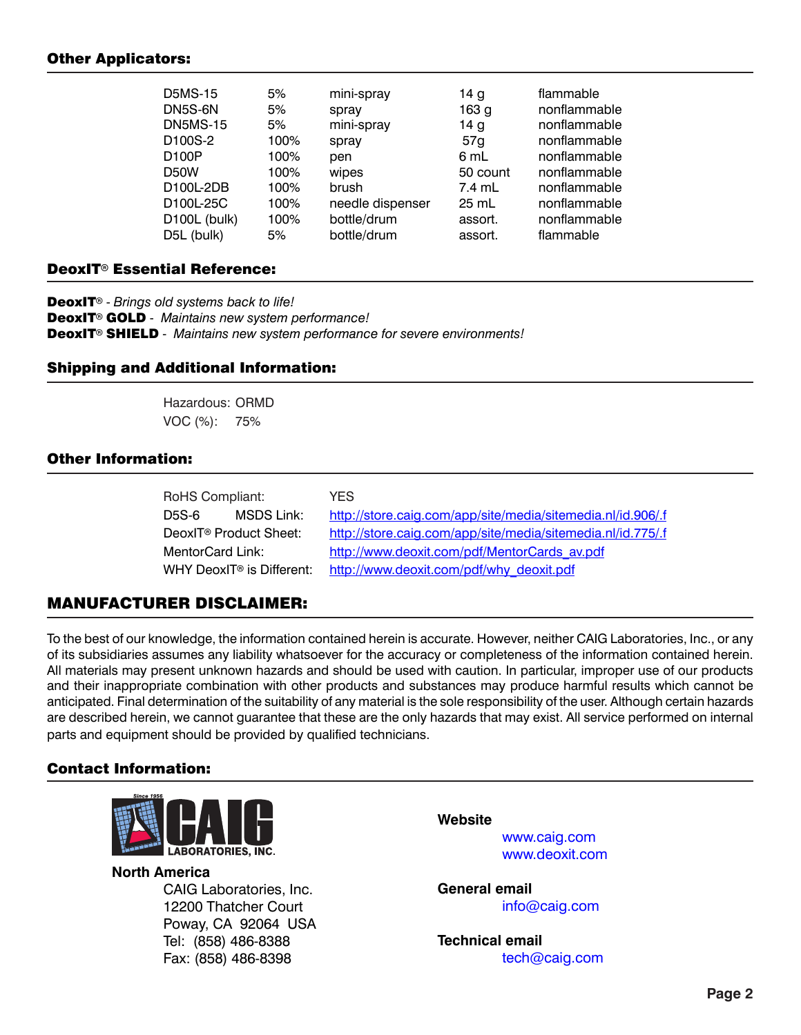### Other Applicators:

| | | | | |
|---|---|---|---|---|
| D5MS-15 | 5% | mini-spray | 14 g | flammable |
| DN5S-6N | 5% | spray | 163 g | nonflammable |
| DN5MS-15 | 5% | mini-spray | 14 g | nonflammable |
| D100S-2 | 100% | spray | 57g | nonflammable |
| D100P | 100% | pen | 6 mL | nonflammable |
| D50W | 100% | wipes | 50 count | nonflammable |
| D100L-2DB | 100% | brush | 7.4 mL | nonflammable |
| D100L-25C | 100% | needle dispenser | 25 mL | nonflammable |
| D100L (bulk) | 100% | bottle/drum | assort. | nonflammable |
| D5L (bulk) | 5% | bottle/drum | assort. | flammable |

### DeoxIT® Essential Reference:

**DeoxIT®** - *Brings old systems back to life!*
**DeoxIT® GOLD** - *Maintains new system performance!*
**DeoxIT® SHIELD** - *Maintains new system performance for severe environments!*

### Shipping and Additional Information:

Hazardous: ORMD
VOC (%): 75%

### Other Information:

| | |
|---|---|
| RoHS Compliant: | YES |
| D5S-6 MSDS Link: | http://store.caig.com/app/site/media/sitemedia.nl/id.906/.f |
| DeoxIT® Product Sheet: | http://store.caig.com/app/site/media/sitemedia.nl/id.775/.f |
| MentorCard Link: | http://www.deoxit.com/pdf/MentorCards_av.pdf |
| WHY DeoxIT® is Different: | http://www.deoxit.com/pdf/why_deoxit.pdf |

## MANUFACTURER DISCLAIMER:

To the best of our knowledge, the information contained herein is accurate. However, neither CAIG Laboratories, Inc., or any of its subsidiaries assumes any liability whatsoever for the accuracy or completeness of the information contained herein. All materials may present unknown hazards and should be used with caution. In particular, improper use of our products and their inappropriate combination with other products and substances may produce harmful results which cannot be anticipated. Final determination of the suitability of any material is the sole responsibility of the user. Although certain hazards are described herein, we cannot guarantee that these are the only hazards that may exist. All service performed on internal parts and equipment should be provided by qualified technicians.

### Contact Information:

Since 1956 CAIG LABORATORIES, INC.

**North America**
CAIG Laboratories, Inc.
12200 Thatcher Court
Poway, CA 92064 USA
Tel: (858) 486-8388
Fax: (858) 486-8398

**Website**
www.caig.com
www.deoxit.com

**General email**
info@caig.com

**Technical email**
tech@caig.com